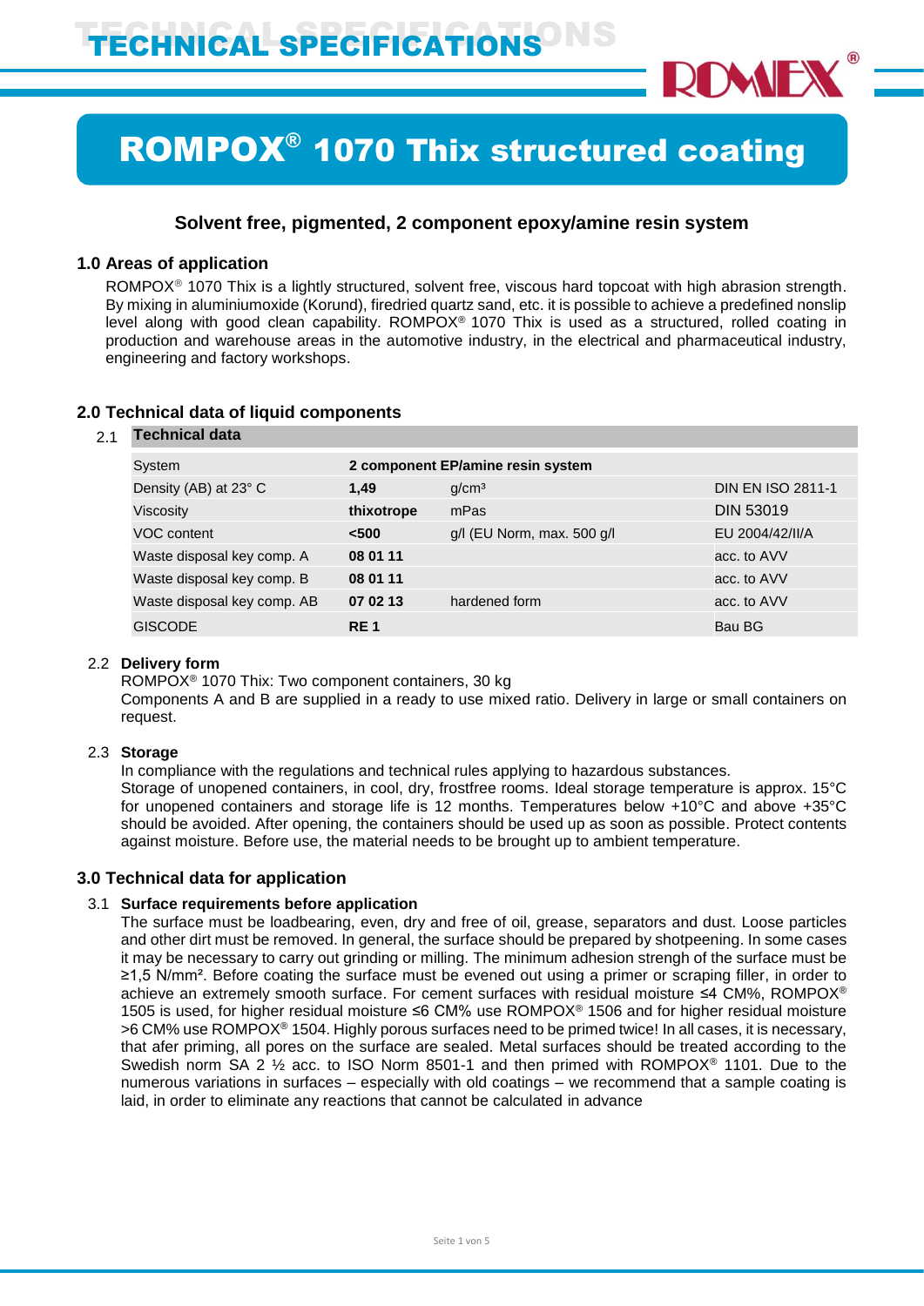# TECHNICAL SPECIFICATIONS

# ROMPOX® 1070 Thix structured coating

### Solvent free, pigmented, 2 component epoxy/amine resin system

## 1.0 Areas of application

ROMPOX® 1070 Thix is a lightly structured, solvent free, viscous hard topcoat with high abrasion strength. By mixing in aluminiumoxide (Korund), firedried quartz sand, etc. it is possible to achieve a predefined nonslip level along with good clean capability. ROMPOX® 1070 Thix is used as a structured, rolled coating in production and warehouse areas in the automotive industry, in the electrical and pharmaceutical industry, engineering and factory workshops.

## 2.0 Technical data of liquid components

### 2.1 Technical data

| | | | |
|---|---|---|---|
| System | **2 component EP/amine resin system** | | |
| Density (AB) at 23° C | **1,49** | g/cm³ | DIN EN ISO 2811-1 |
| Viscosity | **thixotrope** | mPas | DIN 53019 |
| VOC content | **<500** | g/l (EU Norm, max. 500 g/l | EU 2004/42/II/A |
| Waste disposal key comp. A | **08 01 11** | | acc. to AVV |
| Waste disposal key comp. B | **08 01 11** | | acc. to AVV |
| Waste disposal key comp. AB | **07 02 13** | hardened form | acc. to AVV |
| GISCODE | **RE 1** | | Bau BG |

### 2.2 Delivery form

ROMPOX® 1070 Thix: Two component containers, 30 kg
Components A and B are supplied in a ready to use mixed ratio. Delivery in large or small containers on request.

### 2.3 Storage

In compliance with the regulations and technical rules applying to hazardous substances.
Storage of unopened containers, in cool, dry, frostfree rooms. Ideal storage temperature is approx. 15°C for unopened containers and storage life is 12 months. Temperatures below +10°C and above +35°C should be avoided. After opening, the containers should be used up as soon as possible. Protect contents against moisture. Before use, the material needs to be brought up to ambient temperature.

## 3.0 Technical data for application

### 3.1 Surface requirements before application

The surface must be loadbearing, even, dry and free of oil, grease, separators and dust. Loose particles and other dirt must be removed. In general, the surface should be prepared by shotpeening. In some cases it may be necessary to carry out grinding or milling. The minimum adhesion strengh of the surface must be ≥1,5 N/mm². Before coating the surface must be evened out using a primer or scraping filler, in order to achieve an extremely smooth surface. For cement surfaces with residual moisture ≤4 CM%, ROMPOX® 1505 is used, for higher residual moisture ≤6 CM% use ROMPOX® 1506 and for higher residual moisture >6 CM% use ROMPOX® 1504. Highly porous surfaces need to be primed twice! In all cases, it is necessary, that afer priming, all pores on the surface are sealed. Metal surfaces should be treated according to the Swedish norm SA 2 ½ acc. to ISO Norm 8501-1 and then primed with ROMPOX® 1101. Due to the numerous variations in surfaces – especially with old coatings – we recommend that a sample coating is laid, in order to eliminate any reactions that cannot be calculated in advance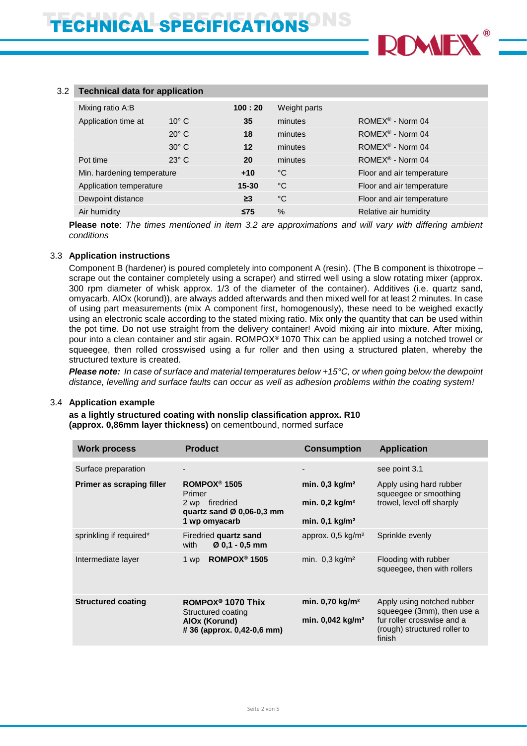## 3.2 Technical data for application

| | | | | |
|---|---|---|---|---|
| Mixing ratio A:B | | **100 : 20** | Weight parts | |
| Application time at | 10° C | **35** | minutes | ROMEX® - Norm 04 |
| | 20° C | **18** | minutes | ROMEX® - Norm 04 |
| | 30° C | **12** | minutes | ROMEX® - Norm 04 |
| Pot time | 23° C | **20** | minutes | ROMEX® - Norm 04 |
| Min. hardening temperature | | **+10** | °C | Floor and air temperature |
| Application temperature | | **15-30** | °C | Floor and air temperature |
| Dewpoint distance | | **≥3** | °C | Floor and air temperature |
| Air humidity | | **≤75** | % | Relative air humidity |

**Please note**: *The times mentioned in item 3.2 are approximations and will vary with differing ambient conditions*

## 3.3 Application instructions

Component B (hardener) is poured completely into component A (resin). (The B component is thixotrope – scrape out the container completely using a scraper) and stirred well using a slow rotating mixer (approx. 300 rpm diameter of whisk approx. 1/3 of the diameter of the container). Additives (i.e. quartz sand, omyacarb, AlOx (korund)), are always added afterwards and then mixed well for at least 2 minutes. In case of using part measurements (mix A component first, homogenously), these need to be weighed exactly using an electronic scale according to the stated mixing ratio. Mix only the quantity that can be used within the pot time. Do not use straight from the delivery container! Avoid mixing air into mixture. After mixing, pour into a clean container and stir again. ROMPOX® 1070 Thix can be applied using a notched trowel or squeegee, then rolled crosswised using a fur roller and then using a structured platen, whereby the structured texture is created.

***Please note:*** *In case of surface and material temperatures below +15°C, or when going below the dewpoint distance, levelling and surface faults can occur as well as adhesion problems within the coating system!*

## 3.4 Application example

**as a lightly structured coating with nonslip classification approx. R10 (approx. 0,86mm layer thickness)** on cementbound, normed surface

| Work process | Product | Consumption | Application |
|---|---|---|---|
| Surface preparation | - | - | see point 3.1 |
| **Primer as scraping filler** | **ROMPOX® 1505** Primer<br>2 wp firedried **quartz sand Ø 0,06-0,3 mm**<br>**1 wp omyacarb** | **min. 0,3 kg/m²**<br>**min. 0,2 kg/m²**<br>**min. 0,1 kg/m²** | Apply using hard rubber squeegee or smoothing trowel, level off sharply |
| sprinkling if required* | Firedried **quartz sand** with **Ø 0,1 - 0,5 mm** | approx. 0,5 kg/m² | Sprinkle evenly |
| Intermediate layer | 1 wp **ROMPOX® 1505** | min. 0,3 kg/m² | Flooding with rubber squeegee, then with rollers |
| **Structured coating** | **ROMPOX® 1070 Thix** Structured coating<br>**AlOx (Korund)**<br>**# 36 (approx. 0,42-0,6 mm)** | **min. 0,70 kg/m²**<br>**min. 0,042 kg/m²** | Apply using notched rubber squeegee (3mm), then use a fur roller crosswise and a (rough) structured roller to finish |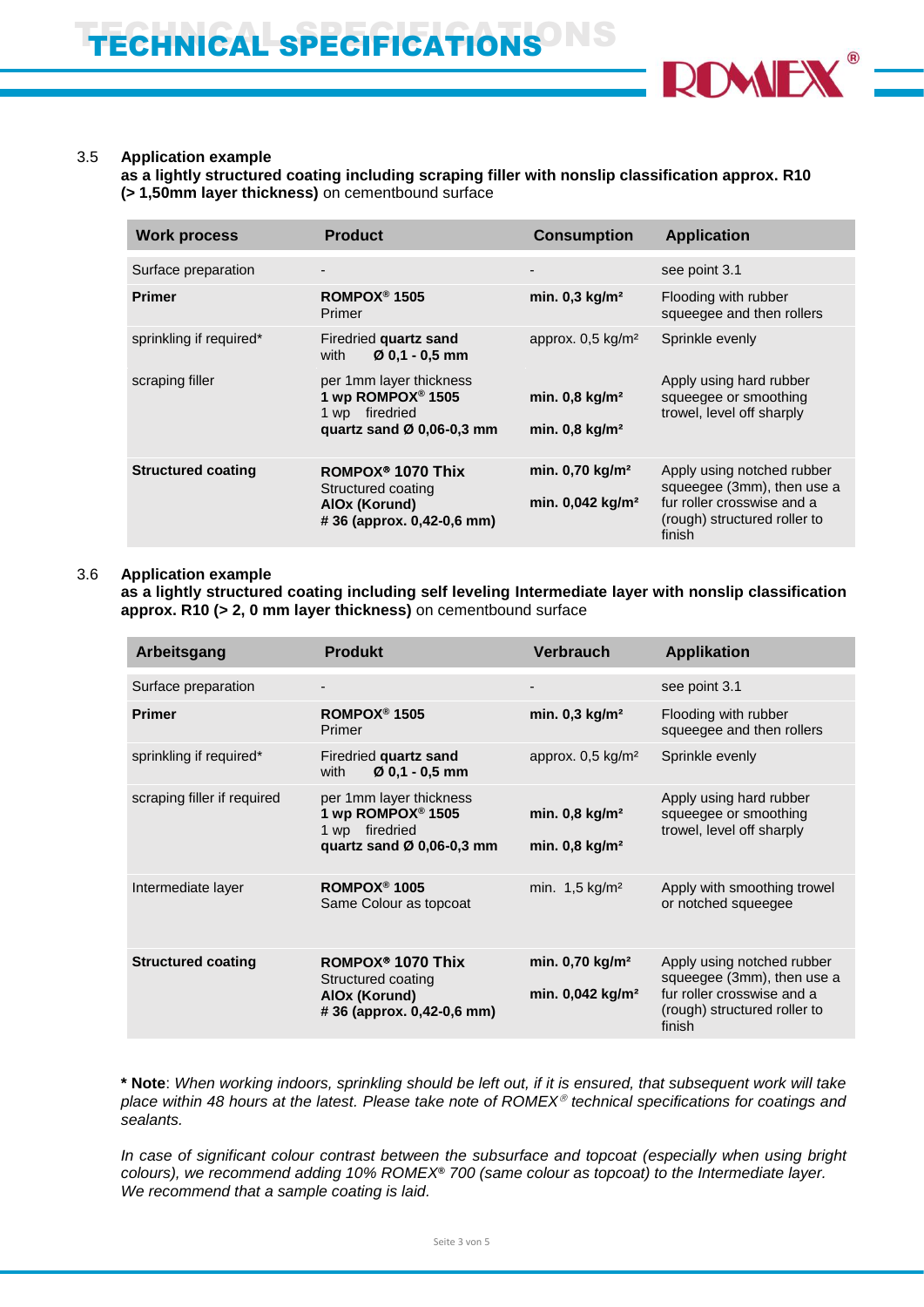# TECHNICAL SPECIFICATIONS

## 3.5 Application example

**as a lightly structured coating including scraping filler with nonslip classification approx. R10 (> 1,50mm layer thickness)** on cementbound surface

| Work process | Product | Consumption | Application |
|---|---|---|---|
| Surface preparation | - | - | see point 3.1 |
| **Primer** | **ROMPOX® 1505** Primer | **min. 0,3 kg/m²** | Flooding with rubber squeegee and then rollers |
| sprinkling if required* | Firedried **quartz sand** with **Ø 0,1 - 0,5 mm** | approx. 0,5 kg/m² | Sprinkle evenly |
| scraping filler | per 1mm layer thickness **1 wp ROMPOX® 1505** 1 wp firedried **quartz sand Ø 0,06-0,3 mm** | **min. 0,8 kg/m²** **min. 0,8 kg/m²** | Apply using hard rubber squeegee or smoothing trowel, level off sharply |
| **Structured coating** | **ROMPOX® 1070 Thix** Structured coating **AlOx (Korund) # 36 (approx. 0,42-0,6 mm)** | **min. 0,70 kg/m²** **min. 0,042 kg/m²** | Apply using notched rubber squeegee (3mm), then use a fur roller crosswise and a (rough) structured roller to finish |

## 3.6 Application example

**as a lightly structured coating including self leveling Intermediate layer with nonslip classification approx. R10 (> 2, 0 mm layer thickness)** on cementbound surface

| Arbeitsgang | Produkt | Verbrauch | Applikation |
|---|---|---|---|
| Surface preparation | - | - | see point 3.1 |
| **Primer** | **ROMPOX® 1505** Primer | **min. 0,3 kg/m²** | Flooding with rubber squeegee and then rollers |
| sprinkling if required* | Firedried **quartz sand** with **Ø 0,1 - 0,5 mm** | approx. 0,5 kg/m² | Sprinkle evenly |
| scraping filler if required | per 1mm layer thickness **1 wp ROMPOX® 1505** 1 wp firedried **quartz sand Ø 0,06-0,3 mm** | **min. 0,8 kg/m²** **min. 0,8 kg/m²** | Apply using hard rubber squeegee or smoothing trowel, level off sharply |
| Intermediate layer | **ROMPOX® 1005** Same Colour as topcoat | min. 1,5 kg/m² | Apply with smoothing trowel or notched squeegee |
| **Structured coating** | **ROMPOX® 1070 Thix** Structured coating **AlOx (Korund) # 36 (approx. 0,42-0,6 mm)** | **min. 0,70 kg/m²** **min. 0,042 kg/m²** | Apply using notched rubber squeegee (3mm), then use a fur roller crosswise and a (rough) structured roller to finish |

**\* Note**: *When working indoors, sprinkling should be left out, if it is ensured, that subsequent work will take place within 48 hours at the latest. Please take note of ROMEX® technical specifications for coatings and sealants.*

*In case of significant colour contrast between the subsurface and topcoat (especially when using bright colours), we recommend adding 10% ROMEX® 700 (same colour as topcoat) to the Intermediate layer. We recommend that a sample coating is laid.*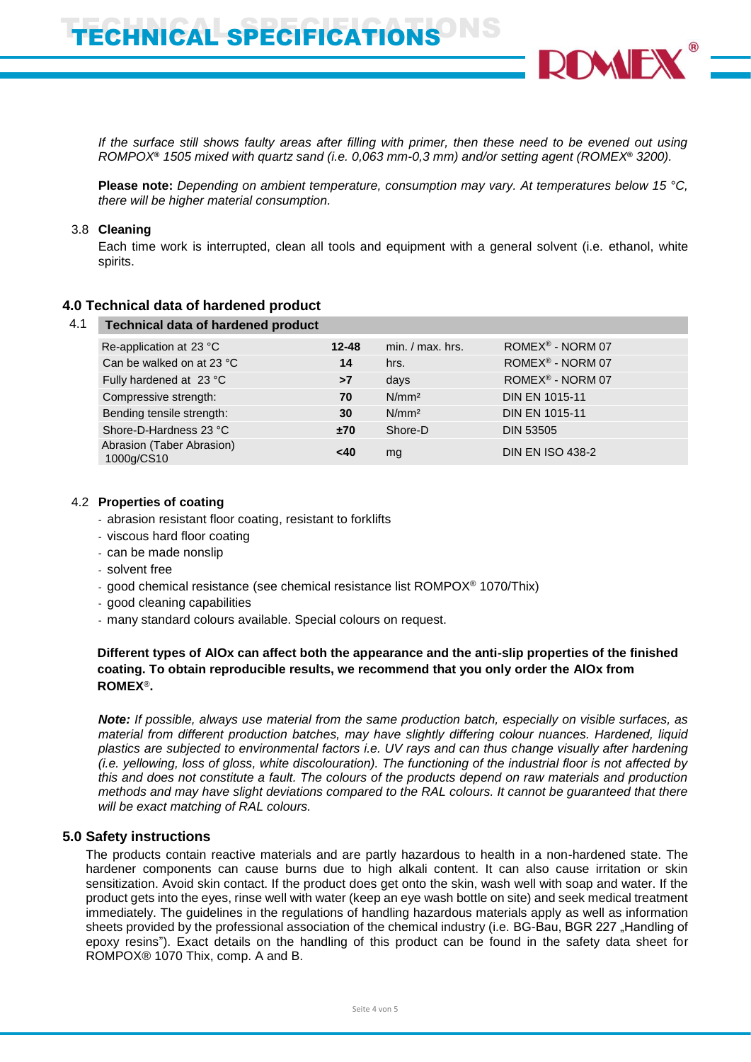*If the surface still shows faulty areas after filling with primer, then these need to be evened out using ROMPOX® 1505 mixed with quartz sand (i.e. 0,063 mm-0,3 mm) and/or setting agent (ROMEX® 3200).*

**Please note:** *Depending on ambient temperature, consumption may vary. At temperatures below 15 °C, there will be higher material consumption.*

3.8 **Cleaning**

Each time work is interrupted, clean all tools and equipment with a general solvent (i.e. ethanol, white spirits.

## 4.0 Technical data of hardened product

4.1

| Technical data of hardened product | | | |
|---|---|---|---|
| Re-application at 23 °C | **12-48** | min. / max. hrs. | ROMEX® - NORM 07 |
| Can be walked on at 23 °C | **14** | hrs. | ROMEX® - NORM 07 |
| Fully hardened at 23 °C | **>7** | days | ROMEX® - NORM 07 |
| Compressive strength: | **70** | N/mm² | DIN EN 1015-11 |
| Bending tensile strength: | **30** | N/mm² | DIN EN 1015-11 |
| Shore-D-Hardness 23 °C | **±70** | Shore-D | DIN 53505 |
| Abrasion (Taber Abrasion) 1000g/CS10 | **<40** | mg | DIN EN ISO 438-2 |

4.2 **Properties of coating**

- abrasion resistant floor coating, resistant to forklifts
- viscous hard floor coating
- can be made nonslip
- solvent free
- good chemical resistance (see chemical resistance list ROMPOX® 1070/Thix)
- good cleaning capabilities
- many standard colours available. Special colours on request.

**Different types of AlOx can affect both the appearance and the anti-slip properties of the finished coating. To obtain reproducible results, we recommend that you only order the AlOx from ROMEX®.**

***Note:*** *If possible, always use material from the same production batch, especially on visible surfaces, as material from different production batches, may have slightly differing colour nuances. Hardened, liquid plastics are subjected to environmental factors i.e. UV rays and can thus change visually after hardening (i.e. yellowing, loss of gloss, white discolouration). The functioning of the industrial floor is not affected by this and does not constitute a fault. The colours of the products depend on raw materials and production methods and may have slight deviations compared to the RAL colours. It cannot be guaranteed that there will be exact matching of RAL colours.*

## 5.0 Safety instructions

The products contain reactive materials and are partly hazardous to health in a non-hardened state. The hardener components can cause burns due to high alkali content. It can also cause irritation or skin sensitization. Avoid skin contact. If the product does get onto the skin, wash well with soap and water. If the product gets into the eyes, rinse well with water (keep an eye wash bottle on site) and seek medical treatment immediately. The guidelines in the regulations of handling hazardous materials apply as well as information sheets provided by the professional association of the chemical industry (i.e. BG-Bau, BGR 227 „Handling of epoxy resins"). Exact details on the handling of this product can be found in the safety data sheet for ROMPOX® 1070 Thix, comp. A and B.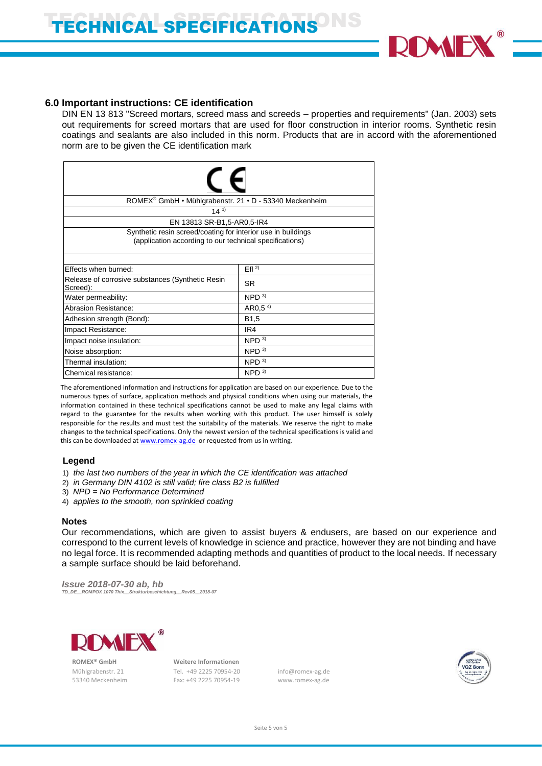## 6.0 Important instructions: CE identification

DIN EN 13 813 "Screed mortars, screed mass and screeds – properties and requirements" (Jan. 2003) sets out requirements for screed mortars that are used for floor construction in interior rooms. Synthetic resin coatings and sealants are also included in this norm. Products that are in accord with the aforementioned norm are to be given the CE identification mark

| | |
|---|---|
| CE | |
| ROMEX® GmbH • Mühlgrabenstr. 21 • D - 53340 Meckenheim | |
| 14 [1] | |
| EN 13813 SR-B1,5-AR0,5-IR4 | |
| Synthetic resin screed/coating for interior use in buildings (application according to our technical specifications) | |
| Effects when burned: | Efl [2] |
| Release of corrosive substances (Synthetic Resin Screed): | SR |
| Water permeability: | NPD [3] |
| Abrasion Resistance: | AR0,5 [4] |
| Adhesion strength (Bond): | B1,5 |
| Impact Resistance: | IR4 |
| Impact noise insulation: | NPD [3] |
| Noise absorption: | NPD [3] |
| Thermal insulation: | NPD [3] |
| Chemical resistance: | NPD [3] |

The aforementioned information and instructions for application are based on our experience. Due to the numerous types of surface, application methods and physical conditions when using our materials, the information contained in these technical specifications cannot be used to make any legal claims with regard to the guarantee for the results when working with this product. The user himself is solely responsible for the results and must test the suitability of the materials. We reserve the right to make changes to the technical specifications. Only the newest version of the technical specifications is valid and this can be downloaded at www.romex-ag.de or requested from us in writing.

### Legend

1) *the last two numbers of the year in which the CE identification was attached*
2) *in Germany DIN 4102 is still valid; fire class B2 is fulfilled*
3) *NPD = No Performance Determined*
4) *applies to the smooth, non sprinkled coating*

### Notes

Our recommendations, which are given to assist buyers & endusers, are based on our experience and correspond to the current levels of knowledge in science and practice, however they are not binding and have no legal force. It is recommended adapting methods and quantities of product to the local needs. If necessary a sample surface should be laid beforehand.

***Issue 2018-07-30 ab, hb***
***TD_DE__ROMPOX 1070 Thix__Strukturbeschichtung__Rev05__2018-07***

**ROMEX® GmbH**
Mühlgrabenstr. 21
53340 Meckenheim

**Weitere Informationen**
Tel. +49 2225 70954-20
Fax: +49 2225 70954-19

info@romex-ag.de
www.romex-ag.de